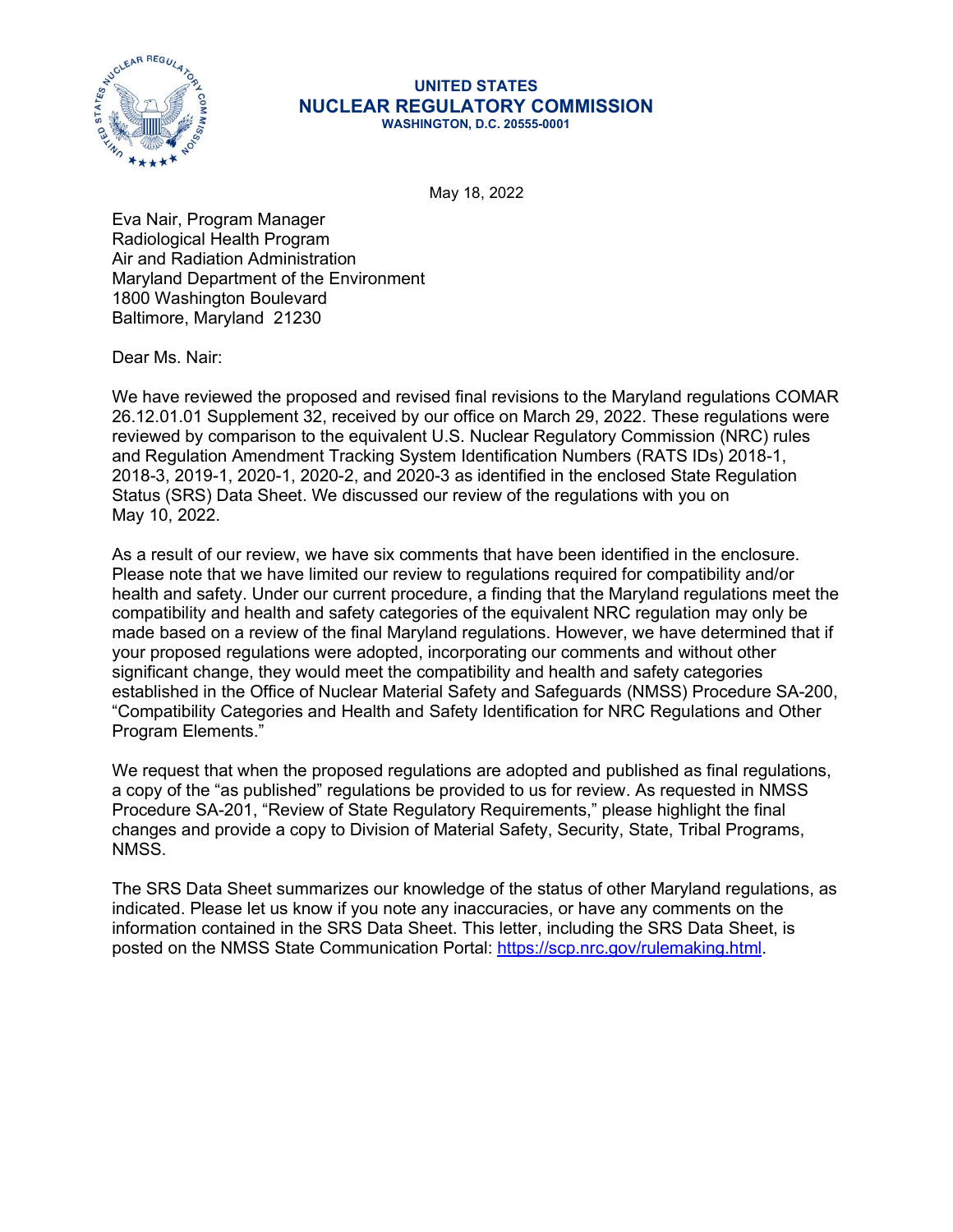**UNITED STATES**
**NUCLEAR REGULATORY COMMISSION**
**WASHINGTON, D.C. 20555-0001**

May 18, 2022

Eva Nair, Program Manager
Radiological Health Program
Air and Radiation Administration
Maryland Department of the Environment
1800 Washington Boulevard
Baltimore, Maryland 21230

Dear Ms. Nair:

We have reviewed the proposed and revised final revisions to the Maryland regulations COMAR 26.12.01.01 Supplement 32, received by our office on March 29, 2022. These regulations were reviewed by comparison to the equivalent U.S. Nuclear Regulatory Commission (NRC) rules and Regulation Amendment Tracking System Identification Numbers (RATS IDs) 2018-1, 2018-3, 2019-1, 2020-1, 2020-2, and 2020-3 as identified in the enclosed State Regulation Status (SRS) Data Sheet. We discussed our review of the regulations with you on May 10, 2022.

As a result of our review, we have six comments that have been identified in the enclosure. Please note that we have limited our review to regulations required for compatibility and/or health and safety. Under our current procedure, a finding that the Maryland regulations meet the compatibility and health and safety categories of the equivalent NRC regulation may only be made based on a review of the final Maryland regulations. However, we have determined that if your proposed regulations were adopted, incorporating our comments and without other significant change, they would meet the compatibility and health and safety categories established in the Office of Nuclear Material Safety and Safeguards (NMSS) Procedure SA-200, "Compatibility Categories and Health and Safety Identification for NRC Regulations and Other Program Elements."

We request that when the proposed regulations are adopted and published as final regulations, a copy of the "as published" regulations be provided to us for review. As requested in NMSS Procedure SA-201, "Review of State Regulatory Requirements," please highlight the final changes and provide a copy to Division of Material Safety, Security, State, Tribal Programs, NMSS.

The SRS Data Sheet summarizes our knowledge of the status of other Maryland regulations, as indicated. Please let us know if you note any inaccuracies, or have any comments on the information contained in the SRS Data Sheet. This letter, including the SRS Data Sheet, is posted on the NMSS State Communication Portal: [https://scp.nrc.gov/rulemaking.html](https://scp.nrc.gov/rulemaking.html).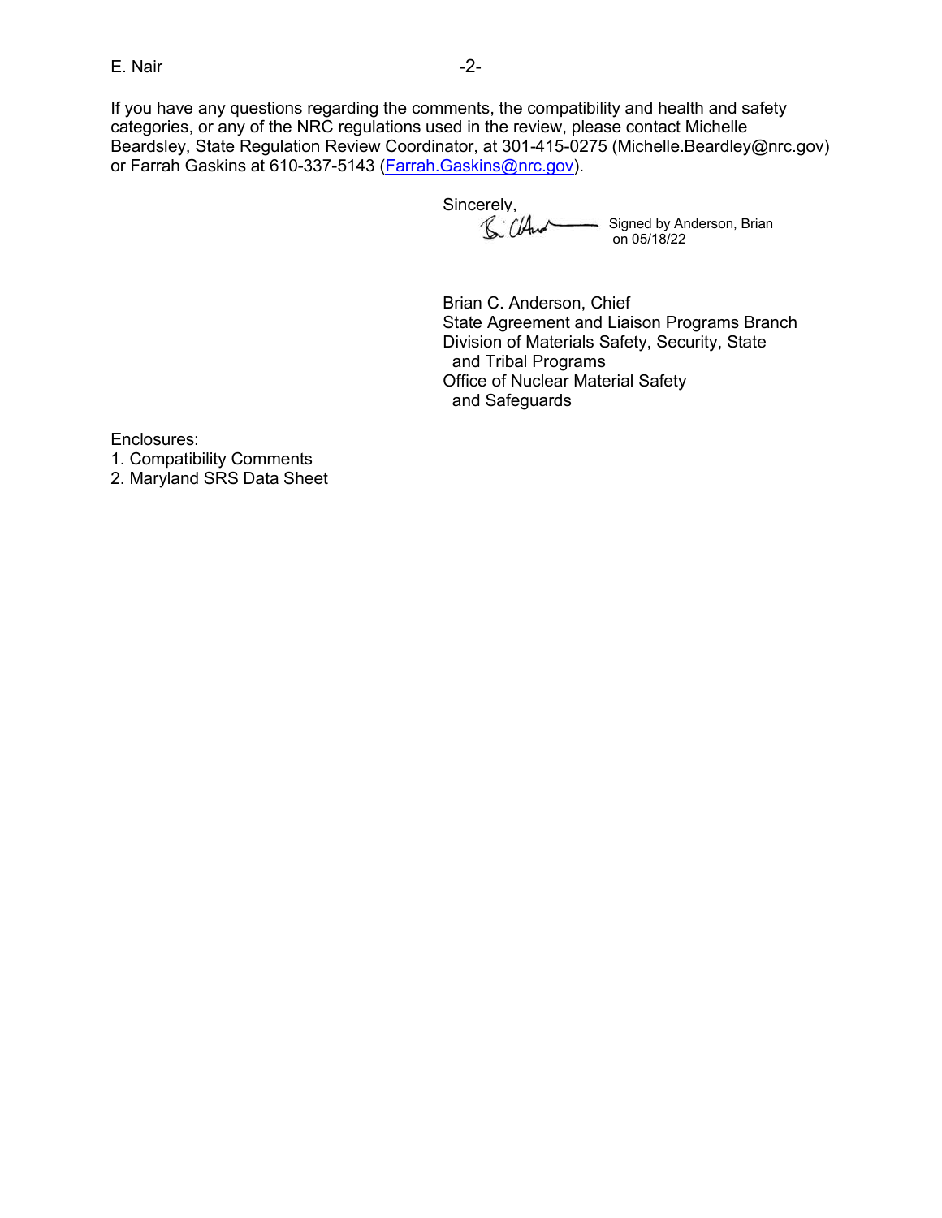If you have any questions regarding the comments, the compatibility and health and safety categories, or any of the NRC regulations used in the review, please contact Michelle Beardsley, State Regulation Review Coordinator, at 301-415-0275 (Michelle.Beardley@nrc.gov) or Farrah Gaskins at 610-337-5143 (Farrah.Gaskins@nrc.gov).

Sincerely,

Signed by Anderson, Brian on 05/18/22

Brian C. Anderson, Chief
State Agreement and Liaison Programs Branch
Division of Materials Safety, Security, State and Tribal Programs
Office of Nuclear Material Safety and Safeguards

Enclosures:
1. Compatibility Comments
2. Maryland SRS Data Sheet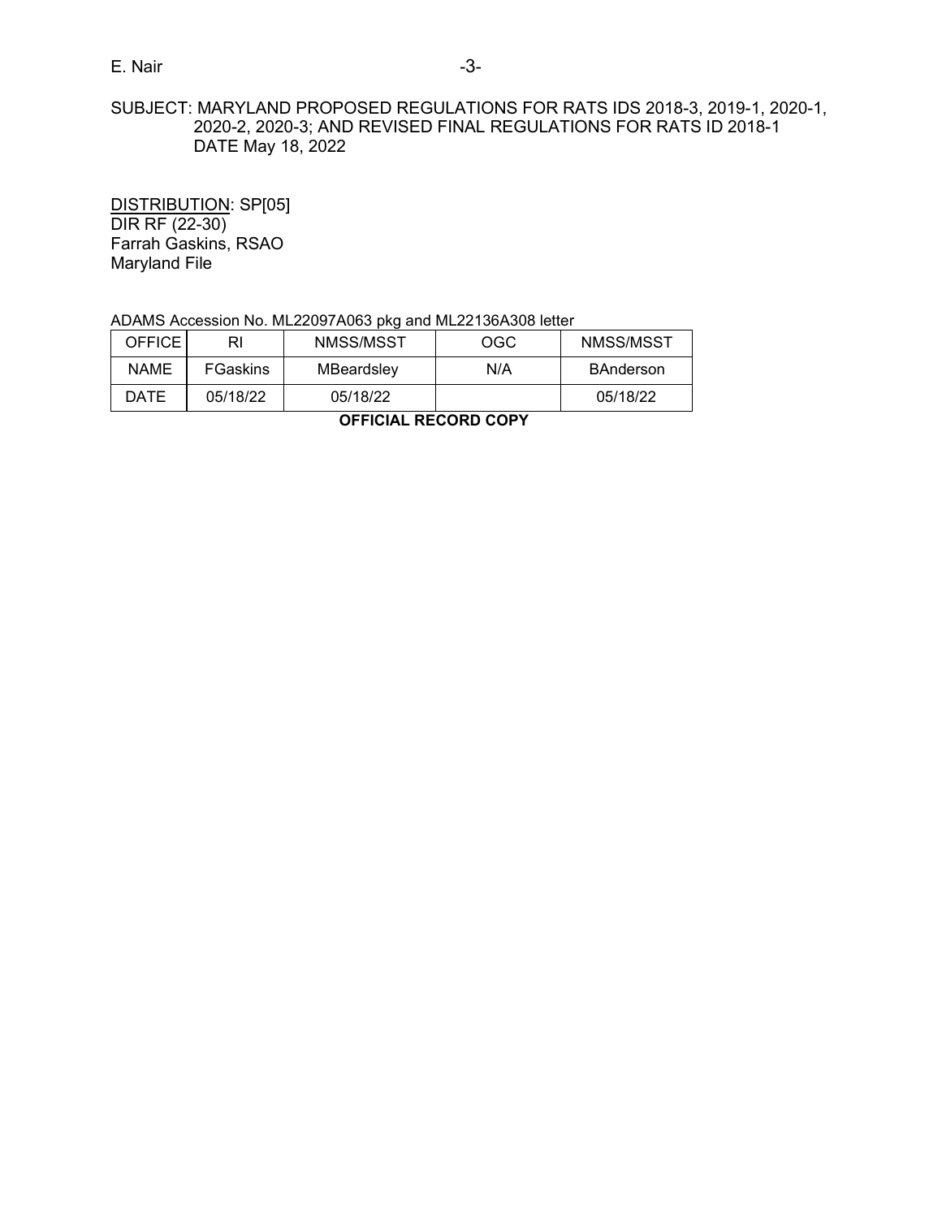SUBJECT: MARYLAND PROPOSED REGULATIONS FOR RATS IDS 2018-3, 2019-1, 2020-1, 2020-2, 2020-3; AND REVISED FINAL REGULATIONS FOR RATS ID 2018-1 DATE May 18, 2022

DISTRIBUTION: SP[05]
DIR RF (22-30)
Farrah Gaskins, RSAO
Maryland File

ADAMS Accession No. ML22097A063 pkg and ML22136A308 letter

| OFFICE | RI | NMSS/MSST | OGC | NMSS/MSST |
|---|---|---|---|---|
| NAME | FGaskins | MBeardsley | N/A | BAnderson |
| DATE | 05/18/22 | 05/18/22 | | 05/18/22 |

**OFFICIAL RECORD COPY**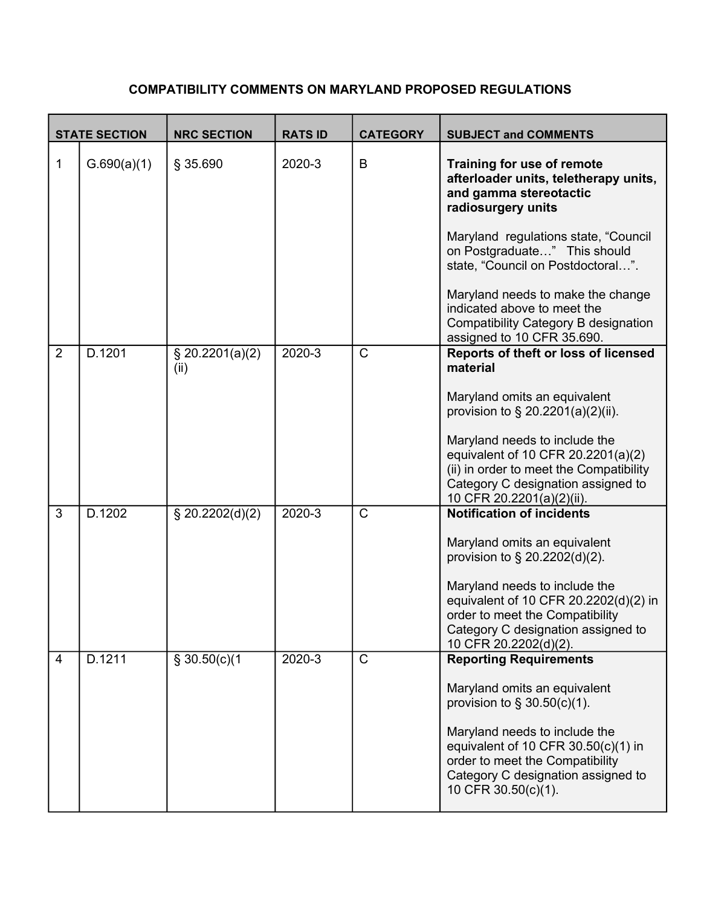# COMPATIBILITY COMMENTS ON MARYLAND PROPOSED REGULATIONS

| STATE SECTION | | NRC SECTION | RATS ID | CATEGORY | SUBJECT and COMMENTS |
|---|---|---|---|---|---|
| 1 | G.690(a)(1) | § 35.690 | 2020-3 | B | **Training for use of remote afterloader units, teletherapy units, and gamma stereotactic radiosurgery units**<br><br>Maryland regulations state, "Council on Postgraduate…" This should state, "Council on Postdoctoral…".<br><br>Maryland needs to make the change indicated above to meet the Compatibility Category B designation assigned to 10 CFR 35.690. |
| 2 | D.1201 | § 20.2201(a)(2)(ii) | 2020-3 | C | **Reports of theft or loss of licensed material**<br><br>Maryland omits an equivalent provision to § 20.2201(a)(2)(ii).<br><br>Maryland needs to include the equivalent of 10 CFR 20.2201(a)(2)(ii) in order to meet the Compatibility Category C designation assigned to 10 CFR 20.2201(a)(2)(ii). |
| 3 | D.1202 | § 20.2202(d)(2) | 2020-3 | C | **Notification of incidents**<br><br>Maryland omits an equivalent provision to § 20.2202(d)(2).<br><br>Maryland needs to include the equivalent of 10 CFR 20.2202(d)(2) in order to meet the Compatibility Category C designation assigned to 10 CFR 20.2202(d)(2). |
| 4 | D.1211 | § 30.50(c)(1 | 2020-3 | C | **Reporting Requirements**<br><br>Maryland omits an equivalent provision to § 30.50(c)(1).<br><br>Maryland needs to include the equivalent of 10 CFR 30.50(c)(1) in order to meet the Compatibility Category C designation assigned to 10 CFR 30.50(c)(1). |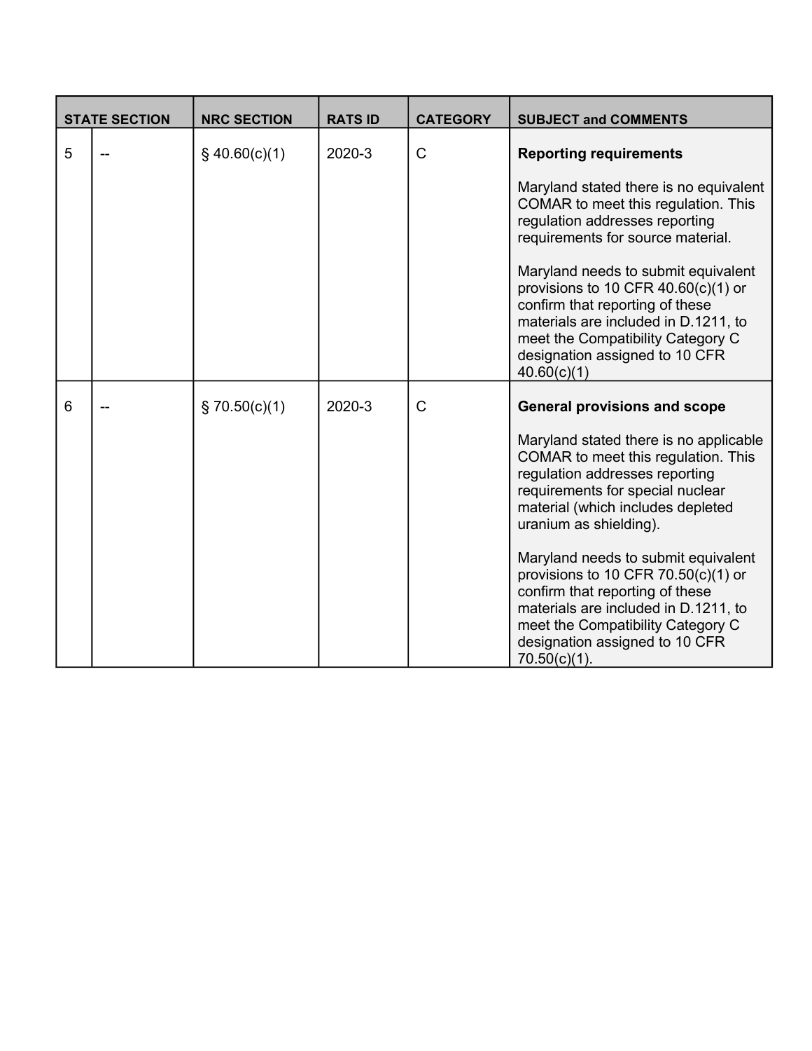| STATE SECTION | | NRC SECTION | RATS ID | CATEGORY | SUBJECT and COMMENTS |
|---|---|---|---|---|---|
| 5 | -- | § 40.60(c)(1) | 2020-3 | C | **Reporting requirements**<br><br>Maryland stated there is no equivalent COMAR to meet this regulation. This regulation addresses reporting requirements for source material.<br><br>Maryland needs to submit equivalent provisions to 10 CFR 40.60(c)(1) or confirm that reporting of these materials are included in D.1211, to meet the Compatibility Category C designation assigned to 10 CFR 40.60(c)(1) |
| 6 | -- | § 70.50(c)(1) | 2020-3 | C | **General provisions and scope**<br><br>Maryland stated there is no applicable COMAR to meet this regulation. This regulation addresses reporting requirements for special nuclear material (which includes depleted uranium as shielding).<br><br>Maryland needs to submit equivalent provisions to 10 CFR 70.50(c)(1) or confirm that reporting of these materials are included in D.1211, to meet the Compatibility Category C designation assigned to 10 CFR 70.50(c)(1). |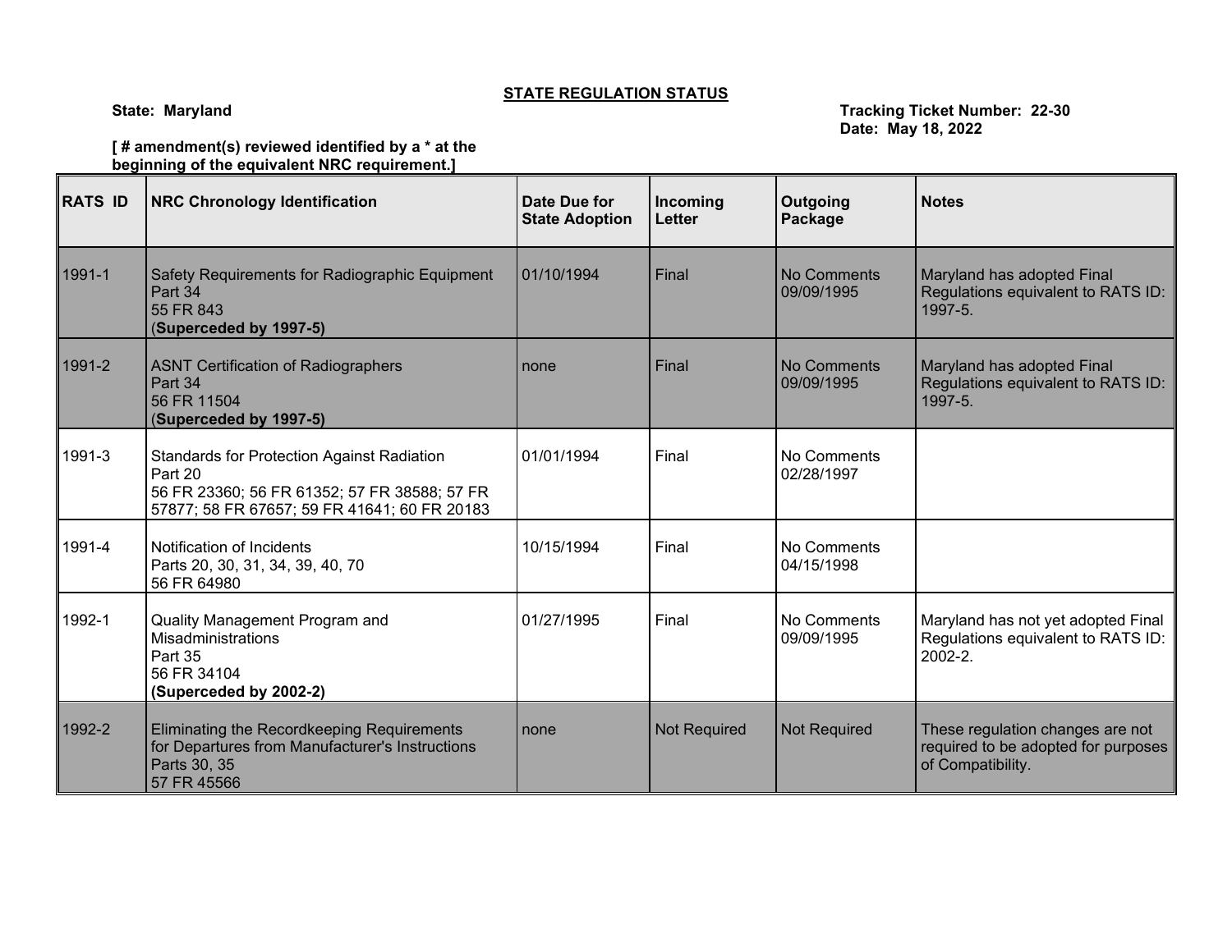**STATE REGULATION STATUS**

**State: Maryland**

**Tracking Ticket Number: 22-30**
**Date: May 18, 2022**

**[ # amendment(s) reviewed identified by a * at the beginning of the equivalent NRC requirement.]**

| RATS ID | NRC Chronology Identification | Date Due for State Adoption | Incoming Letter | Outgoing Package | Notes |
|---|---|---|---|---|---|
| 1991-1 | Safety Requirements for Radiographic Equipment<br>Part 34<br>55 FR 843<br>(**Superceded by 1997-5)** | 01/10/1994 | Final | No Comments<br>09/09/1995 | Maryland has adopted Final Regulations equivalent to RATS ID: 1997-5. |
| 1991-2 | ASNT Certification of Radiographers<br>Part 34<br>56 FR 11504<br>(**Superceded by 1997-5)** | none | Final | No Comments<br>09/09/1995 | Maryland has adopted Final Regulations equivalent to RATS ID: 1997-5. |
| 1991-3 | Standards for Protection Against Radiation<br>Part 20<br>56 FR 23360; 56 FR 61352; 57 FR 38588; 57 FR 57877; 58 FR 67657; 59 FR 41641; 60 FR 20183 | 01/01/1994 | Final | No Comments<br>02/28/1997 | |
| 1991-4 | Notification of Incidents<br>Parts 20, 30, 31, 34, 39, 40, 70<br>56 FR 64980 | 10/15/1994 | Final | No Comments<br>04/15/1998 | |
| 1992-1 | Quality Management Program and Misadministrations<br>Part 35<br>56 FR 34104<br>**(Superceded by 2002-2)** | 01/27/1995 | Final | No Comments<br>09/09/1995 | Maryland has not yet adopted Final Regulations equivalent to RATS ID: 2002-2. |
| 1992-2 | Eliminating the Recordkeeping Requirements for Departures from Manufacturer's Instructions<br>Parts 30, 35<br>57 FR 45566 | none | Not Required | Not Required | These regulation changes are not required to be adopted for purposes of Compatibility. |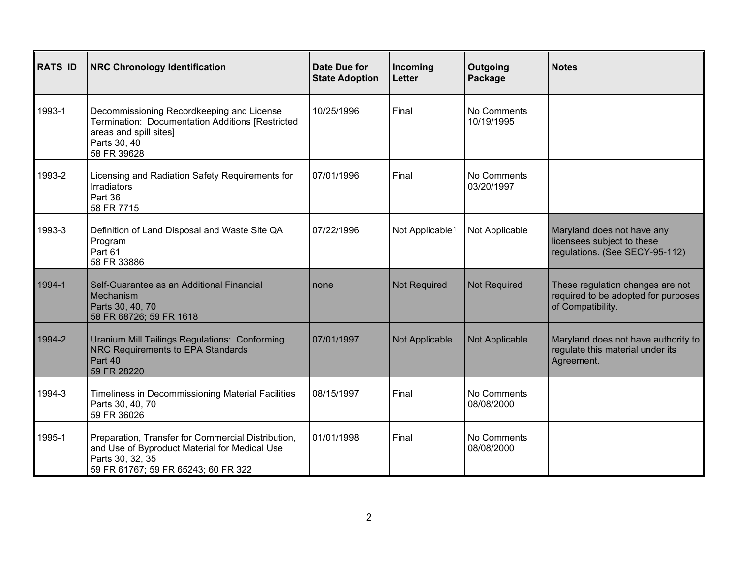| RATS ID | NRC Chronology Identification | Date Due for State Adoption | Incoming Letter | Outgoing Package | Notes |
|---|---|---|---|---|---|
| 1993-1 | Decommissioning Recordkeeping and License Termination: Documentation Additions [Restricted areas and spill sites]<br>Parts 30, 40<br>58 FR 39628 | 10/25/1996 | Final | No Comments<br>10/19/1995 | |
| 1993-2 | Licensing and Radiation Safety Requirements for Irradiators<br>Part 36<br>58 FR 7715 | 07/01/1996 | Final | No Comments<br>03/20/1997 | |
| 1993-3 | Definition of Land Disposal and Waste Site QA Program<br>Part 61<br>58 FR 33886 | 07/22/1996 | Not Applicable[1] | Not Applicable | Maryland does not have any licensees subject to these regulations. (See SECY-95-112) |
| 1994-1 | Self-Guarantee as an Additional Financial Mechanism<br>Parts 30, 40, 70<br>58 FR 68726; 59 FR 1618 | none | Not Required | Not Required | These regulation changes are not required to be adopted for purposes of Compatibility. |
| 1994-2 | Uranium Mill Tailings Regulations: Conforming NRC Requirements to EPA Standards<br>Part 40<br>59 FR 28220 | 07/01/1997 | Not Applicable | Not Applicable | Maryland does not have authority to regulate this material under its Agreement. |
| 1994-3 | Timeliness in Decommissioning Material Facilities<br>Parts 30, 40, 70<br>59 FR 36026 | 08/15/1997 | Final | No Comments<br>08/08/2000 | |
| 1995-1 | Preparation, Transfer for Commercial Distribution, and Use of Byproduct Material for Medical Use<br>Parts 30, 32, 35<br>59 FR 61767; 59 FR 65243; 60 FR 322 | 01/01/1998 | Final | No Comments<br>08/08/2000 | |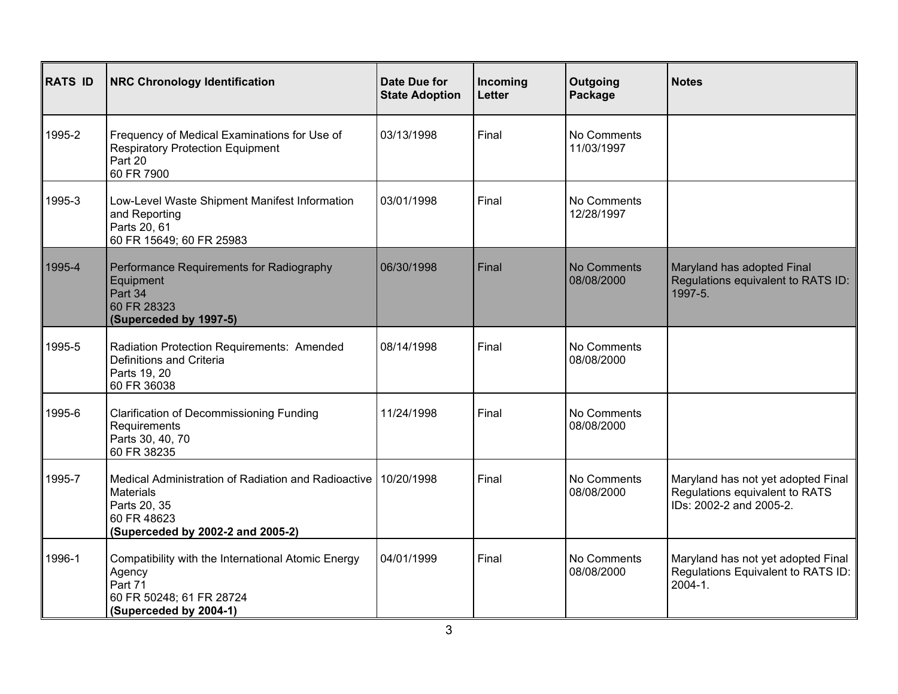| RATS ID | NRC Chronology Identification | Date Due for State Adoption | Incoming Letter | Outgoing Package | Notes |
|---|---|---|---|---|---|
| 1995-2 | Frequency of Medical Examinations for Use of Respiratory Protection Equipment<br>Part 20<br>60 FR 7900 | 03/13/1998 | Final | No Comments<br>11/03/1997 | |
| 1995-3 | Low-Level Waste Shipment Manifest Information and Reporting<br>Parts 20, 61<br>60 FR 15649; 60 FR 25983 | 03/01/1998 | Final | No Comments<br>12/28/1997 | |
| 1995-4 | Performance Requirements for Radiography Equipment<br>Part 34<br>60 FR 28323<br>**(Superceded by 1997-5)** | 06/30/1998 | Final | No Comments<br>08/08/2000 | Maryland has adopted Final Regulations equivalent to RATS ID: 1997-5. |
| 1995-5 | Radiation Protection Requirements: Amended Definitions and Criteria<br>Parts 19, 20<br>60 FR 36038 | 08/14/1998 | Final | No Comments<br>08/08/2000 | |
| 1995-6 | Clarification of Decommissioning Funding Requirements<br>Parts 30, 40, 70<br>60 FR 38235 | 11/24/1998 | Final | No Comments<br>08/08/2000 | |
| 1995-7 | Medical Administration of Radiation and Radioactive Materials<br>Parts 20, 35<br>60 FR 48623<br>**(Superceded by 2002-2 and 2005-2)** | 10/20/1998 | Final | No Comments<br>08/08/2000 | Maryland has not yet adopted Final Regulations equivalent to RATS IDs: 2002-2 and 2005-2. |
| 1996-1 | Compatibility with the International Atomic Energy Agency<br>Part 71<br>60 FR 50248; 61 FR 28724<br>**(Superceded by 2004-1)** | 04/01/1999 | Final | No Comments<br>08/08/2000 | Maryland has not yet adopted Final Regulations Equivalent to RATS ID: 2004-1. |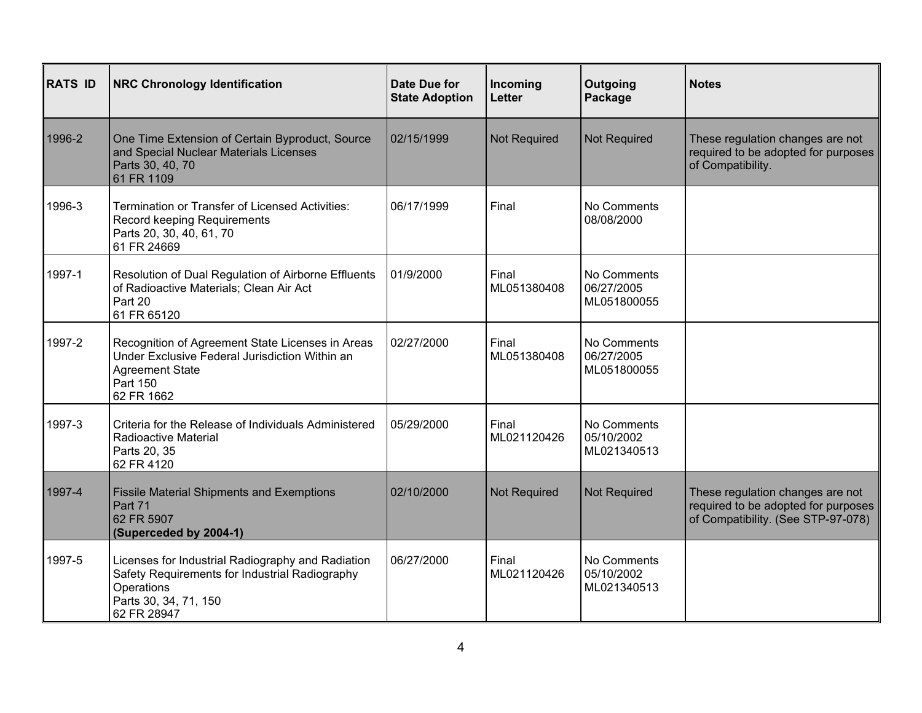| RATS ID | NRC Chronology Identification | Date Due for State Adoption | Incoming Letter | Outgoing Package | Notes |
|---|---|---|---|---|---|
| 1996-2 | One Time Extension of Certain Byproduct, Source and Special Nuclear Materials Licenses<br>Parts 30, 40, 70<br>61 FR 1109 | 02/15/1999 | Not Required | Not Required | These regulation changes are not required to be adopted for purposes of Compatibility. |
| 1996-3 | Termination or Transfer of Licensed Activities: Record keeping Requirements<br>Parts 20, 30, 40, 61, 70<br>61 FR 24669 | 06/17/1999 | Final | No Comments<br>08/08/2000 | |
| 1997-1 | Resolution of Dual Regulation of Airborne Effluents of Radioactive Materials; Clean Air Act<br>Part 20<br>61 FR 65120 | 01/9/2000 | Final<br>ML051380408 | No Comments<br>06/27/2005<br>ML051800055 | |
| 1997-2 | Recognition of Agreement State Licenses in Areas Under Exclusive Federal Jurisdiction Within an Agreement State<br>Part 150<br>62 FR 1662 | 02/27/2000 | Final<br>ML051380408 | No Comments<br>06/27/2005<br>ML051800055 | |
| 1997-3 | Criteria for the Release of Individuals Administered Radioactive Material<br>Parts 20, 35<br>62 FR 4120 | 05/29/2000 | Final<br>ML021120426 | No Comments<br>05/10/2002<br>ML021340513 | |
| 1997-4 | Fissile Material Shipments and Exemptions<br>Part 71<br>62 FR 5907<br>**(Superceded by 2004-1)** | 02/10/2000 | Not Required | Not Required | These regulation changes are not required to be adopted for purposes of Compatibility. (See STP-97-078) |
| 1997-5 | Licenses for Industrial Radiography and Radiation Safety Requirements for Industrial Radiography Operations<br>Parts 30, 34, 71, 150<br>62 FR 28947 | 06/27/2000 | Final<br>ML021120426 | No Comments<br>05/10/2002<br>ML021340513 | |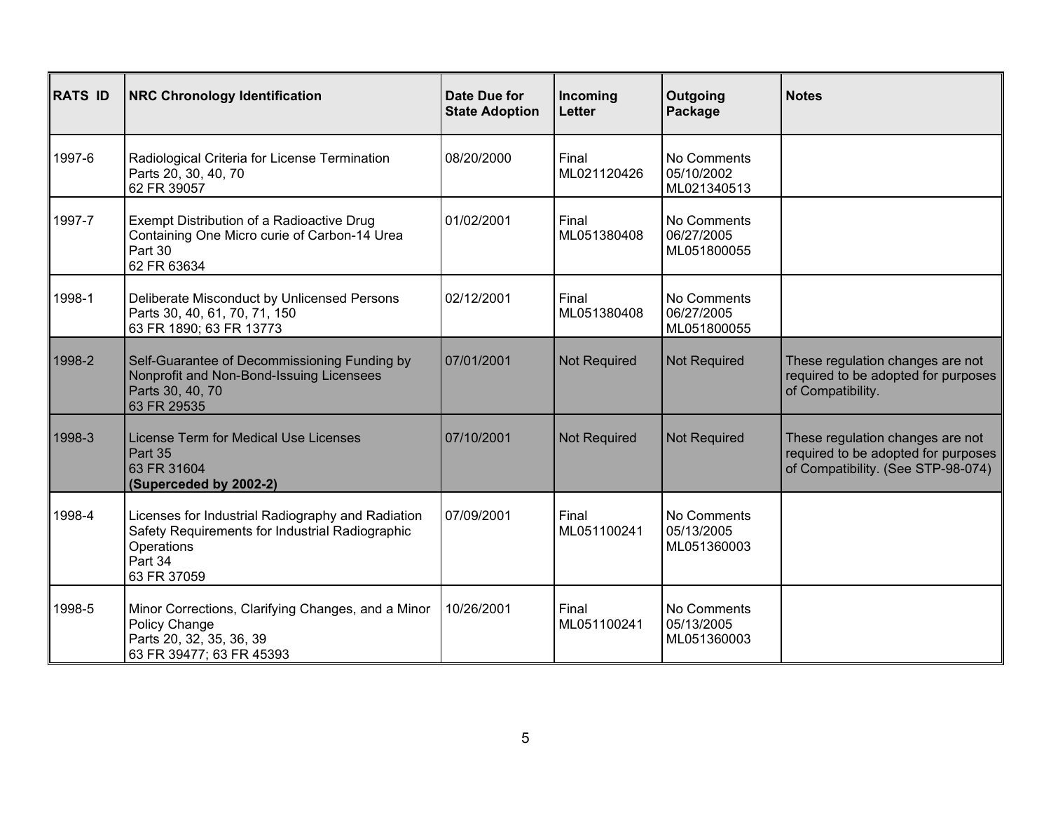| RATS ID | NRC Chronology Identification | Date Due for State Adoption | Incoming Letter | Outgoing Package | Notes |
|---|---|---|---|---|---|
| 1997-6 | Radiological Criteria for License Termination<br>Parts 20, 30, 40, 70<br>62 FR 39057 | 08/20/2000 | Final<br>ML021120426 | No Comments<br>05/10/2002<br>ML021340513 | |
| 1997-7 | Exempt Distribution of a Radioactive Drug Containing One Micro curie of Carbon-14 Urea<br>Part 30<br>62 FR 63634 | 01/02/2001 | Final<br>ML051380408 | No Comments<br>06/27/2005<br>ML051800055 | |
| 1998-1 | Deliberate Misconduct by Unlicensed Persons<br>Parts 30, 40, 61, 70, 71, 150<br>63 FR 1890; 63 FR 13773 | 02/12/2001 | Final<br>ML051380408 | No Comments<br>06/27/2005<br>ML051800055 | |
| 1998-2 | Self-Guarantee of Decommissioning Funding by Nonprofit and Non-Bond-Issuing Licensees<br>Parts 30, 40, 70<br>63 FR 29535 | 07/01/2001 | Not Required | Not Required | These regulation changes are not required to be adopted for purposes of Compatibility. |
| 1998-3 | License Term for Medical Use Licenses<br>Part 35<br>63 FR 31604<br>**(Superceded by 2002-2)** | 07/10/2001 | Not Required | Not Required | These regulation changes are not required to be adopted for purposes of Compatibility. (See STP-98-074) |
| 1998-4 | Licenses for Industrial Radiography and Radiation Safety Requirements for Industrial Radiographic Operations<br>Part 34<br>63 FR 37059 | 07/09/2001 | Final<br>ML051100241 | No Comments<br>05/13/2005<br>ML051360003 | |
| 1998-5 | Minor Corrections, Clarifying Changes, and a Minor Policy Change<br>Parts 20, 32, 35, 36, 39<br>63 FR 39477; 63 FR 45393 | 10/26/2001 | Final<br>ML051100241 | No Comments<br>05/13/2005<br>ML051360003 | |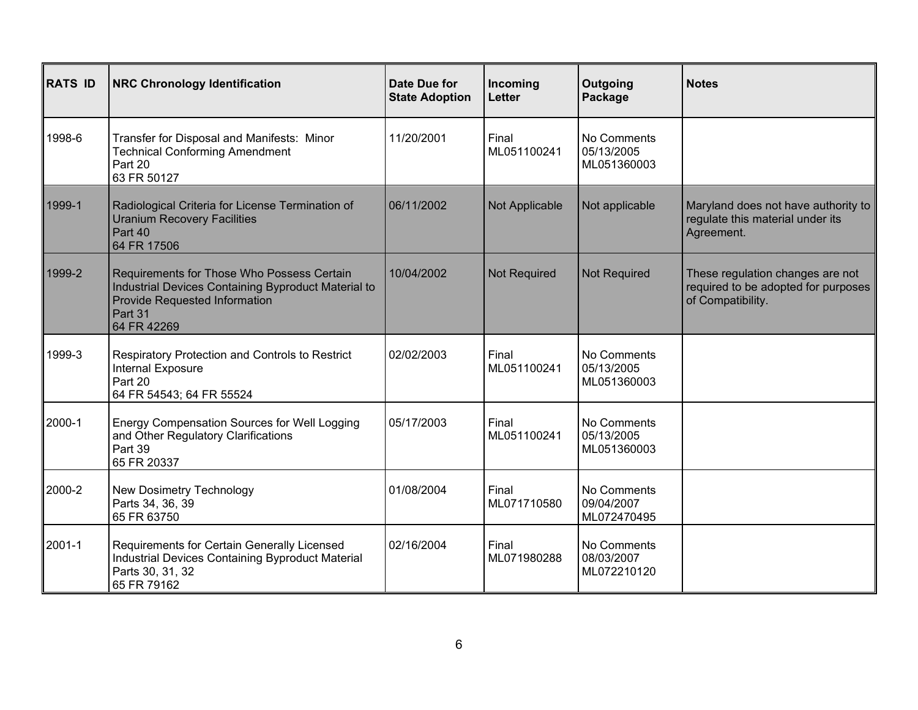| RATS ID | NRC Chronology Identification | Date Due for State Adoption | Incoming Letter | Outgoing Package | Notes |
|---|---|---|---|---|---|
| 1998-6 | Transfer for Disposal and Manifests: Minor Technical Conforming Amendment<br>Part 20<br>63 FR 50127 | 11/20/2001 | Final<br>ML051100241 | No Comments<br>05/13/2005<br>ML051360003 | |
| 1999-1 | Radiological Criteria for License Termination of Uranium Recovery Facilities<br>Part 40<br>64 FR 17506 | 06/11/2002 | Not Applicable | Not applicable | Maryland does not have authority to regulate this material under its Agreement. |
| 1999-2 | Requirements for Those Who Possess Certain Industrial Devices Containing Byproduct Material to Provide Requested Information<br>Part 31<br>64 FR 42269 | 10/04/2002 | Not Required | Not Required | These regulation changes are not required to be adopted for purposes of Compatibility. |
| 1999-3 | Respiratory Protection and Controls to Restrict Internal Exposure<br>Part 20<br>64 FR 54543; 64 FR 55524 | 02/02/2003 | Final<br>ML051100241 | No Comments<br>05/13/2005<br>ML051360003 | |
| 2000-1 | Energy Compensation Sources for Well Logging and Other Regulatory Clarifications<br>Part 39<br>65 FR 20337 | 05/17/2003 | Final<br>ML051100241 | No Comments<br>05/13/2005<br>ML051360003 | |
| 2000-2 | New Dosimetry Technology<br>Parts 34, 36, 39<br>65 FR 63750 | 01/08/2004 | Final<br>ML071710580 | No Comments<br>09/04/2007<br>ML072470495 | |
| 2001-1 | Requirements for Certain Generally Licensed Industrial Devices Containing Byproduct Material<br>Parts 30, 31, 32<br>65 FR 79162 | 02/16/2004 | Final<br>ML071980288 | No Comments<br>08/03/2007<br>ML072210120 | |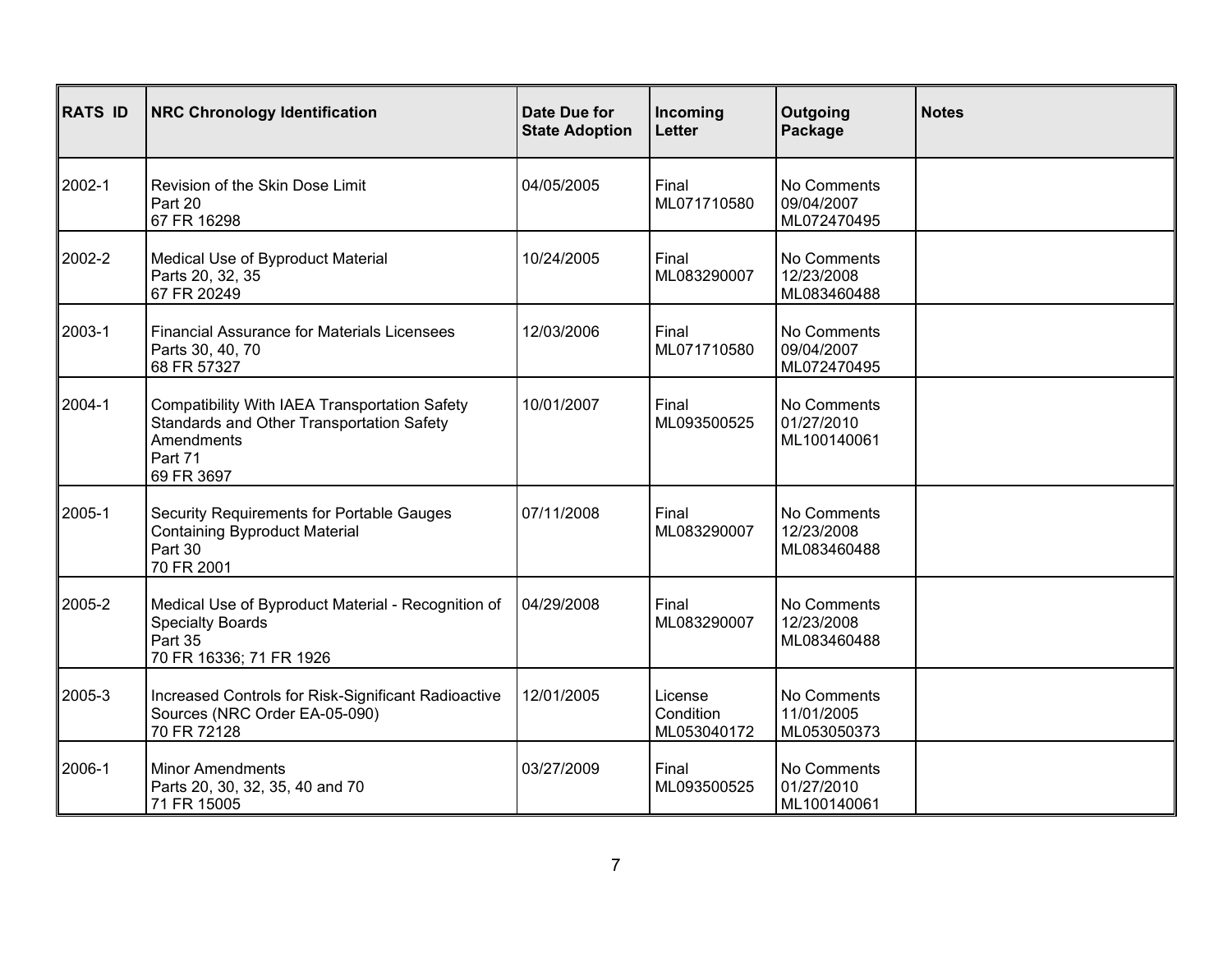| RATS ID | NRC Chronology Identification | Date Due for State Adoption | Incoming Letter | Outgoing Package | Notes |
|---|---|---|---|---|---|
| 2002-1 | Revision of the Skin Dose Limit<br>Part 20<br>67 FR 16298 | 04/05/2005 | Final<br>ML071710580 | No Comments<br>09/04/2007<br>ML072470495 | |
| 2002-2 | Medical Use of Byproduct Material<br>Parts 20, 32, 35<br>67 FR 20249 | 10/24/2005 | Final<br>ML083290007 | No Comments<br>12/23/2008<br>ML083460488 | |
| 2003-1 | Financial Assurance for Materials Licensees<br>Parts 30, 40, 70<br>68 FR 57327 | 12/03/2006 | Final<br>ML071710580 | No Comments<br>09/04/2007<br>ML072470495 | |
| 2004-1 | Compatibility With IAEA Transportation Safety Standards and Other Transportation Safety Amendments<br>Part 71<br>69 FR 3697 | 10/01/2007 | Final<br>ML093500525 | No Comments<br>01/27/2010<br>ML100140061 | |
| 2005-1 | Security Requirements for Portable Gauges Containing Byproduct Material<br>Part 30<br>70 FR 2001 | 07/11/2008 | Final<br>ML083290007 | No Comments<br>12/23/2008<br>ML083460488 | |
| 2005-2 | Medical Use of Byproduct Material - Recognition of Specialty Boards<br>Part 35<br>70 FR 16336; 71 FR 1926 | 04/29/2008 | Final<br>ML083290007 | No Comments<br>12/23/2008<br>ML083460488 | |
| 2005-3 | Increased Controls for Risk-Significant Radioactive Sources (NRC Order EA-05-090)<br>70 FR 72128 | 12/01/2005 | License Condition<br>ML053040172 | No Comments<br>11/01/2005<br>ML053050373 | |
| 2006-1 | Minor Amendments<br>Parts 20, 30, 32, 35, 40 and 70<br>71 FR 15005 | 03/27/2009 | Final<br>ML093500525 | No Comments<br>01/27/2010<br>ML100140061 | |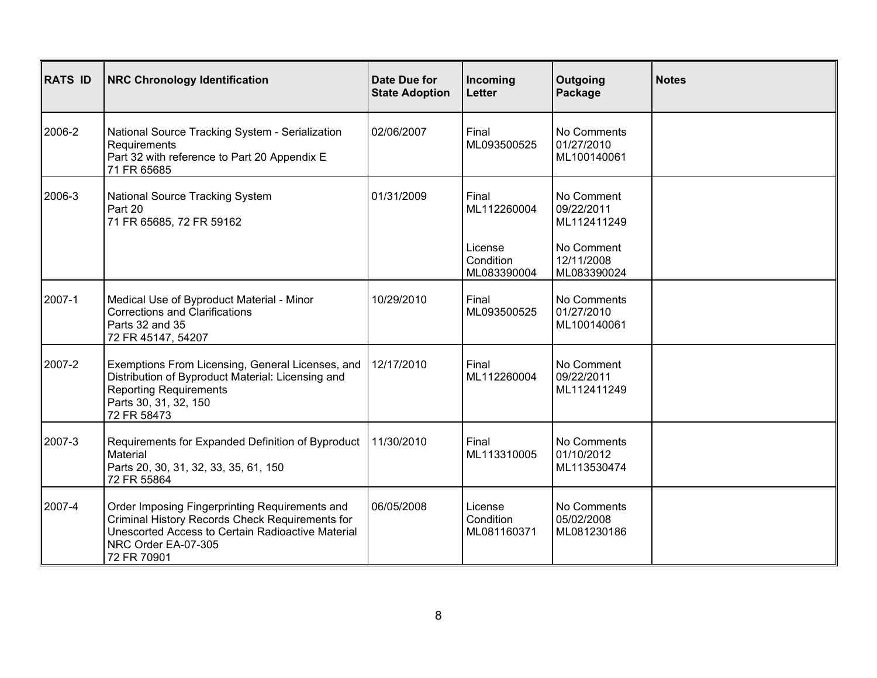| RATS ID | NRC Chronology Identification | Date Due for State Adoption | Incoming Letter | Outgoing Package | Notes |
|---|---|---|---|---|---|
| 2006-2 | National Source Tracking System - Serialization Requirements<br>Part 32 with reference to Part 20 Appendix E<br>71 FR 65685 | 02/06/2007 | Final<br>ML093500525 | No Comments<br>01/27/2010<br>ML100140061 | |
| 2006-3 | National Source Tracking System<br>Part 20<br>71 FR 65685, 72 FR 59162 | 01/31/2009 | Final<br>ML112260004<br><br>License Condition<br>ML083390004 | No Comment<br>09/22/2011<br>ML112411249<br><br>No Comment<br>12/11/2008<br>ML083390024 | |
| 2007-1 | Medical Use of Byproduct Material - Minor Corrections and Clarifications<br>Parts 32 and 35<br>72 FR 45147, 54207 | 10/29/2010 | Final<br>ML093500525 | No Comments<br>01/27/2010<br>ML100140061 | |
| 2007-2 | Exemptions From Licensing, General Licenses, and Distribution of Byproduct Material: Licensing and Reporting Requirements<br>Parts 30, 31, 32, 150<br>72 FR 58473 | 12/17/2010 | Final<br>ML112260004 | No Comment<br>09/22/2011<br>ML112411249 | |
| 2007-3 | Requirements for Expanded Definition of Byproduct Material<br>Parts 20, 30, 31, 32, 33, 35, 61, 150<br>72 FR 55864 | 11/30/2010 | Final<br>ML113310005 | No Comments<br>01/10/2012<br>ML113530474 | |
| 2007-4 | Order Imposing Fingerprinting Requirements and Criminal History Records Check Requirements for Unescorted Access to Certain Radioactive Material<br>NRC Order EA-07-305<br>72 FR 70901 | 06/05/2008 | License Condition<br>ML081160371 | No Comments<br>05/02/2008<br>ML081230186 | |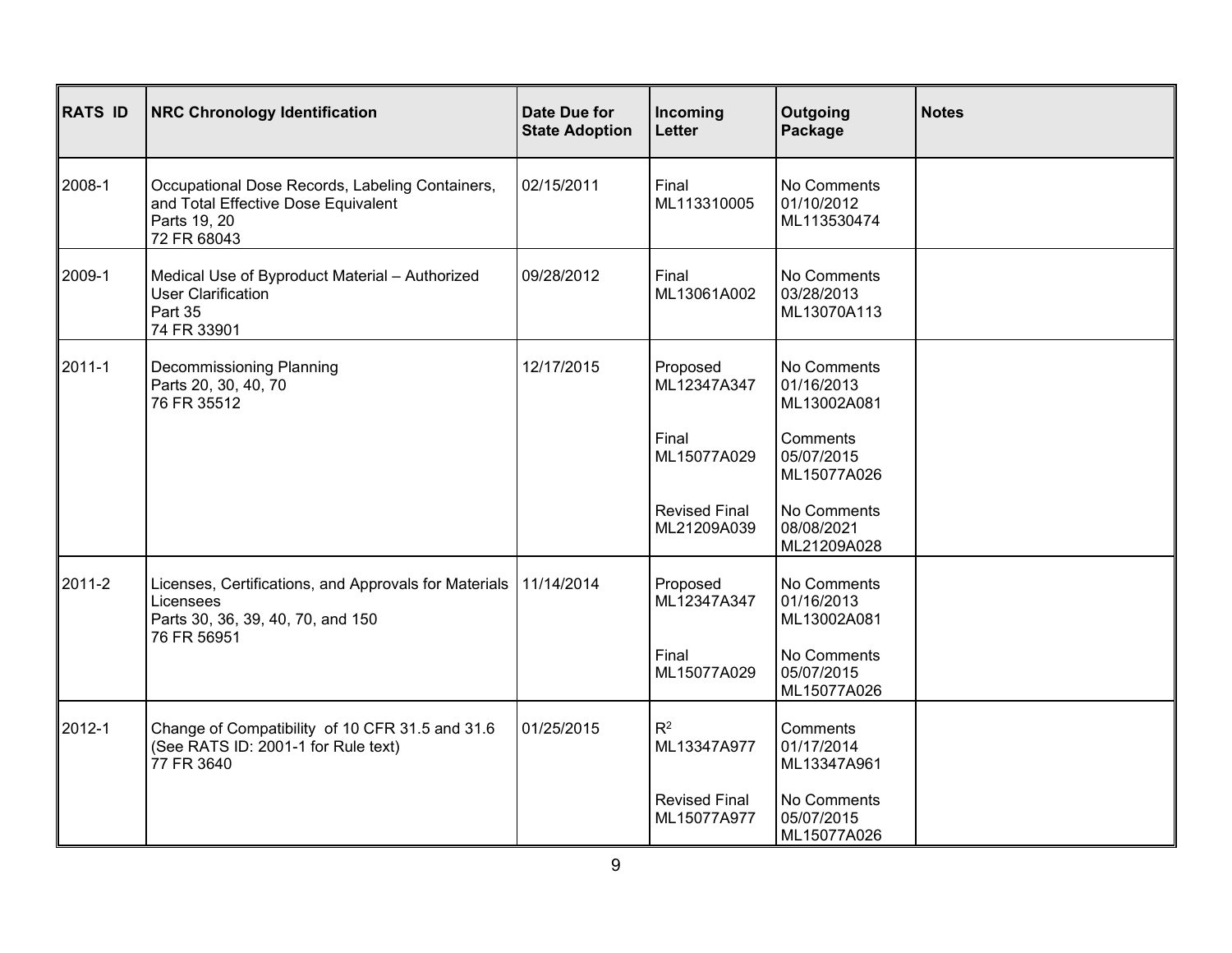| RATS ID | NRC Chronology Identification | Date Due for State Adoption | Incoming Letter | Outgoing Package | Notes |
|---|---|---|---|---|---|
| 2008-1 | Occupational Dose Records, Labeling Containers, and Total Effective Dose Equivalent<br>Parts 19, 20<br>72 FR 68043 | 02/15/2011 | Final<br>ML113310005 | No Comments<br>01/10/2012<br>ML113530474 | |
| 2009-1 | Medical Use of Byproduct Material – Authorized User Clarification<br>Part 35<br>74 FR 33901 | 09/28/2012 | Final<br>ML13061A002 | No Comments<br>03/28/2013<br>ML13070A113 | |
| 2011-1 | Decommissioning Planning<br>Parts 20, 30, 40, 70<br>76 FR 35512 | 12/17/2015 | Proposed<br>ML12347A347 | No Comments<br>01/16/2013<br>ML13002A081 | |
| | | | Final<br>ML15077A029 | Comments<br>05/07/2015<br>ML15077A026 | |
| | | | Revised Final<br>ML21209A039 | No Comments<br>08/08/2021<br>ML21209A028 | |
| 2011-2 | Licenses, Certifications, and Approvals for Materials Licensees<br>Parts 30, 36, 39, 40, 70, and 150<br>76 FR 56951 | 11/14/2014 | Proposed<br>ML12347A347 | No Comments<br>01/16/2013<br>ML13002A081 | |
| | | | Final<br>ML15077A029 | No Comments<br>05/07/2015<br>ML15077A026 | |
| 2012-1 | Change of Compatibility of 10 CFR 31.5 and 31.6<br>(See RATS ID: 2001-1 for Rule text)<br>77 FR 3640 | 01/25/2015 | $R^2$<br>ML13347A977 | Comments<br>01/17/2014<br>ML13347A961 | |
| | | | Revised Final<br>ML15077A977 | No Comments<br>05/07/2015<br>ML15077A026 | |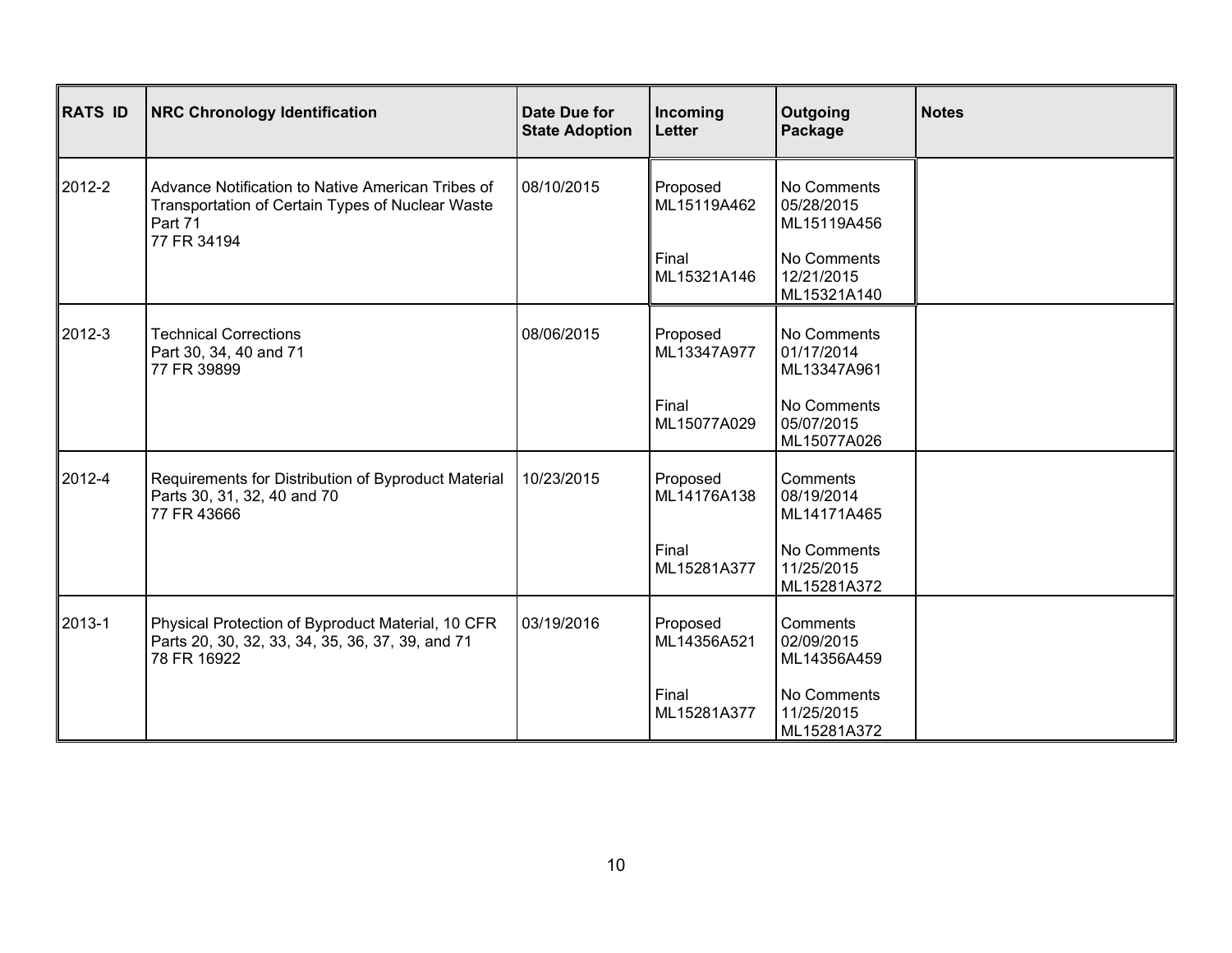| RATS ID | NRC Chronology Identification | Date Due for State Adoption | Incoming Letter | Outgoing Package | Notes |
|---|---|---|---|---|---|
| 2012-2 | Advance Notification to Native American Tribes of Transportation of Certain Types of Nuclear Waste<br>Part 71<br>77 FR 34194 | 08/10/2015 | Proposed<br>ML15119A462<br><br>Final<br>ML15321A146 | No Comments<br>05/28/2015<br>ML15119A456<br><br>No Comments<br>12/21/2015<br>ML15321A140 | |
| 2012-3 | Technical Corrections<br>Part 30, 34, 40 and 71<br>77 FR 39899 | 08/06/2015 | Proposed<br>ML13347A977<br><br>Final<br>ML15077A029 | No Comments<br>01/17/2014<br>ML13347A961<br><br>No Comments<br>05/07/2015<br>ML15077A026 | |
| 2012-4 | Requirements for Distribution of Byproduct Material<br>Parts 30, 31, 32, 40 and 70<br>77 FR 43666 | 10/23/2015 | Proposed<br>ML14176A138<br><br>Final<br>ML15281A377 | Comments<br>08/19/2014<br>ML14171A465<br><br>No Comments<br>11/25/2015<br>ML15281A372 | |
| 2013-1 | Physical Protection of Byproduct Material, 10 CFR Parts 20, 30, 32, 33, 34, 35, 36, 37, 39, and 71<br>78 FR 16922 | 03/19/2016 | Proposed<br>ML14356A521<br><br>Final<br>ML15281A377 | Comments<br>02/09/2015<br>ML14356A459<br><br>No Comments<br>11/25/2015<br>ML15281A372 | |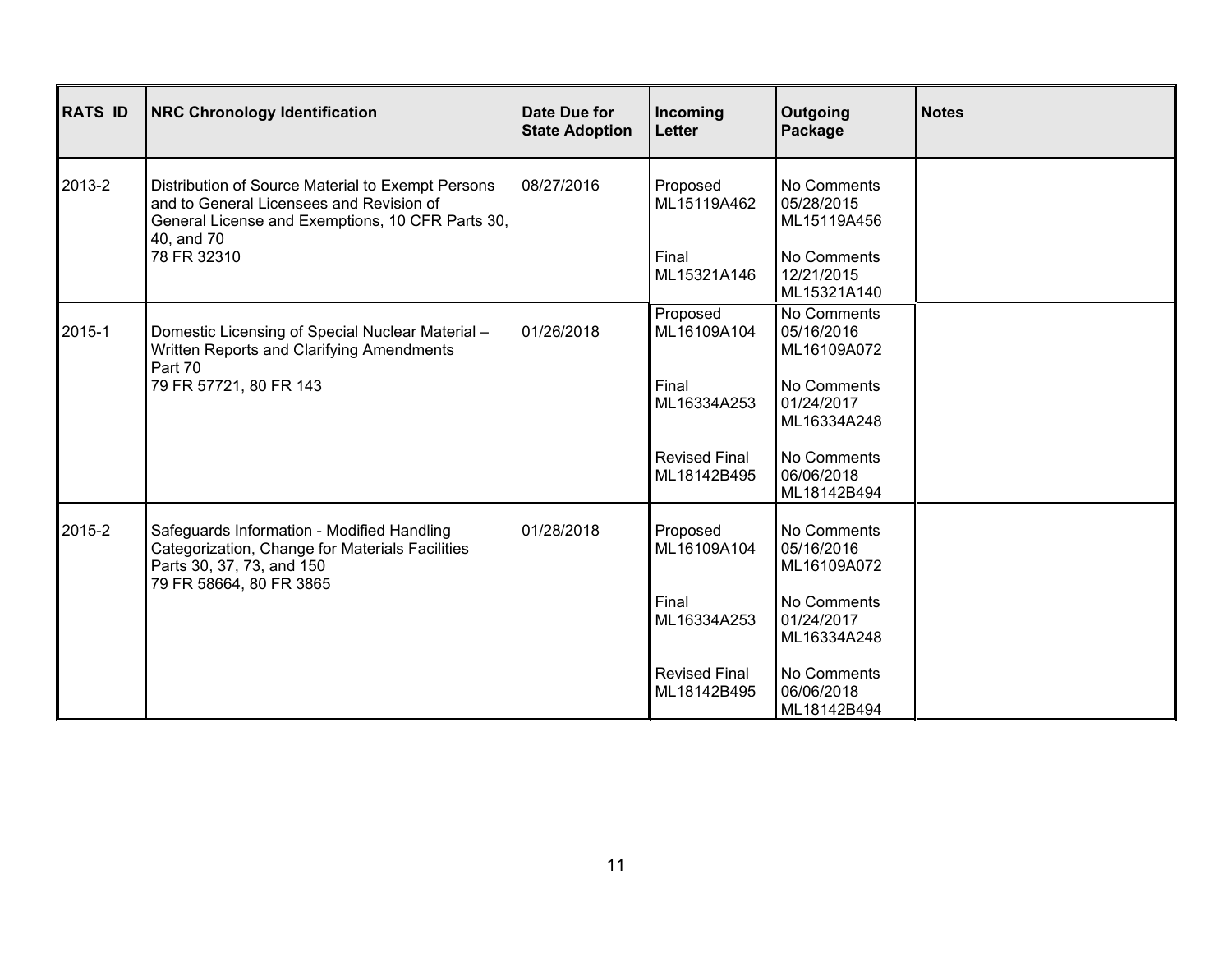| RATS ID | NRC Chronology Identification | Date Due for State Adoption | Incoming Letter | Outgoing Package | Notes |
|---|---|---|---|---|---|
| 2013-2 | Distribution of Source Material to Exempt Persons and to General Licensees and Revision of General License and Exemptions, 10 CFR Parts 30, 40, and 70<br>78 FR 32310 | 08/27/2016 | Proposed<br>ML15119A462<br><br>Final<br>ML15321A146 | No Comments<br>05/28/2015<br>ML15119A456<br><br>No Comments<br>12/21/2015<br>ML15321A140 | |
| 2015-1 | Domestic Licensing of Special Nuclear Material – Written Reports and Clarifying Amendments<br>Part 70<br>79 FR 57721, 80 FR 143 | 01/26/2018 | Proposed<br>ML16109A104<br><br>Final<br>ML16334A253<br><br>Revised Final<br>ML18142B495 | No Comments<br>05/16/2016<br>ML16109A072<br><br>No Comments<br>01/24/2017<br>ML16334A248<br><br>No Comments<br>06/06/2018<br>ML18142B494 | |
| 2015-2 | Safeguards Information - Modified Handling Categorization, Change for Materials Facilities<br>Parts 30, 37, 73, and 150<br>79 FR 58664, 80 FR 3865 | 01/28/2018 | Proposed<br>ML16109A104<br><br>Final<br>ML16334A253<br><br>Revised Final<br>ML18142B495 | No Comments<br>05/16/2016<br>ML16109A072<br><br>No Comments<br>01/24/2017<br>ML16334A248<br><br>No Comments<br>06/06/2018<br>ML18142B494 | |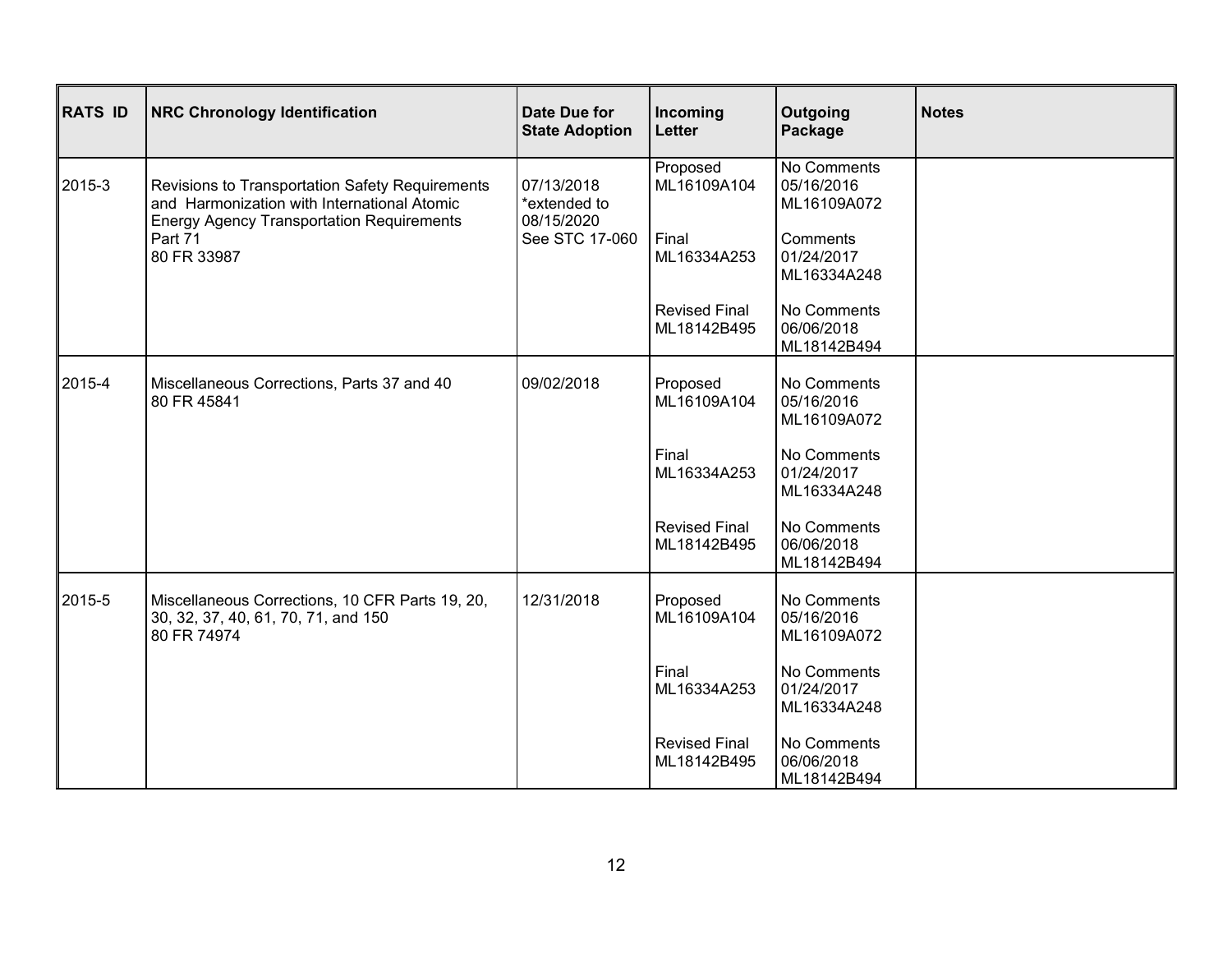| RATS ID | NRC Chronology Identification | Date Due for State Adoption | Incoming Letter | Outgoing Package | Notes |
|---|---|---|---|---|---|
| 2015-3 | Revisions to Transportation Safety Requirements and Harmonization with International Atomic Energy Agency Transportation Requirements<br>Part 71<br>80 FR 33987 | 07/13/2018<br>*extended to 08/15/2020<br>See STC 17-060 | Proposed<br>ML16109A104<br><br>Final<br>ML16334A253<br><br>Revised Final<br>ML18142B495 | No Comments<br>05/16/2016<br>ML16109A072<br><br>Comments<br>01/24/2017<br>ML16334A248<br><br>No Comments<br>06/06/2018<br>ML18142B494 | |
| 2015-4 | Miscellaneous Corrections, Parts 37 and 40<br>80 FR 45841 | 09/02/2018 | Proposed<br>ML16109A104<br><br>Final<br>ML16334A253<br><br>Revised Final<br>ML18142B495 | No Comments<br>05/16/2016<br>ML16109A072<br><br>No Comments<br>01/24/2017<br>ML16334A248<br><br>No Comments<br>06/06/2018<br>ML18142B494 | |
| 2015-5 | Miscellaneous Corrections, 10 CFR Parts 19, 20, 30, 32, 37, 40, 61, 70, 71, and 150<br>80 FR 74974 | 12/31/2018 | Proposed<br>ML16109A104<br><br>Final<br>ML16334A253<br><br>Revised Final<br>ML18142B495 | No Comments<br>05/16/2016<br>ML16109A072<br><br>No Comments<br>01/24/2017<br>ML16334A248<br><br>No Comments<br>06/06/2018<br>ML18142B494 | |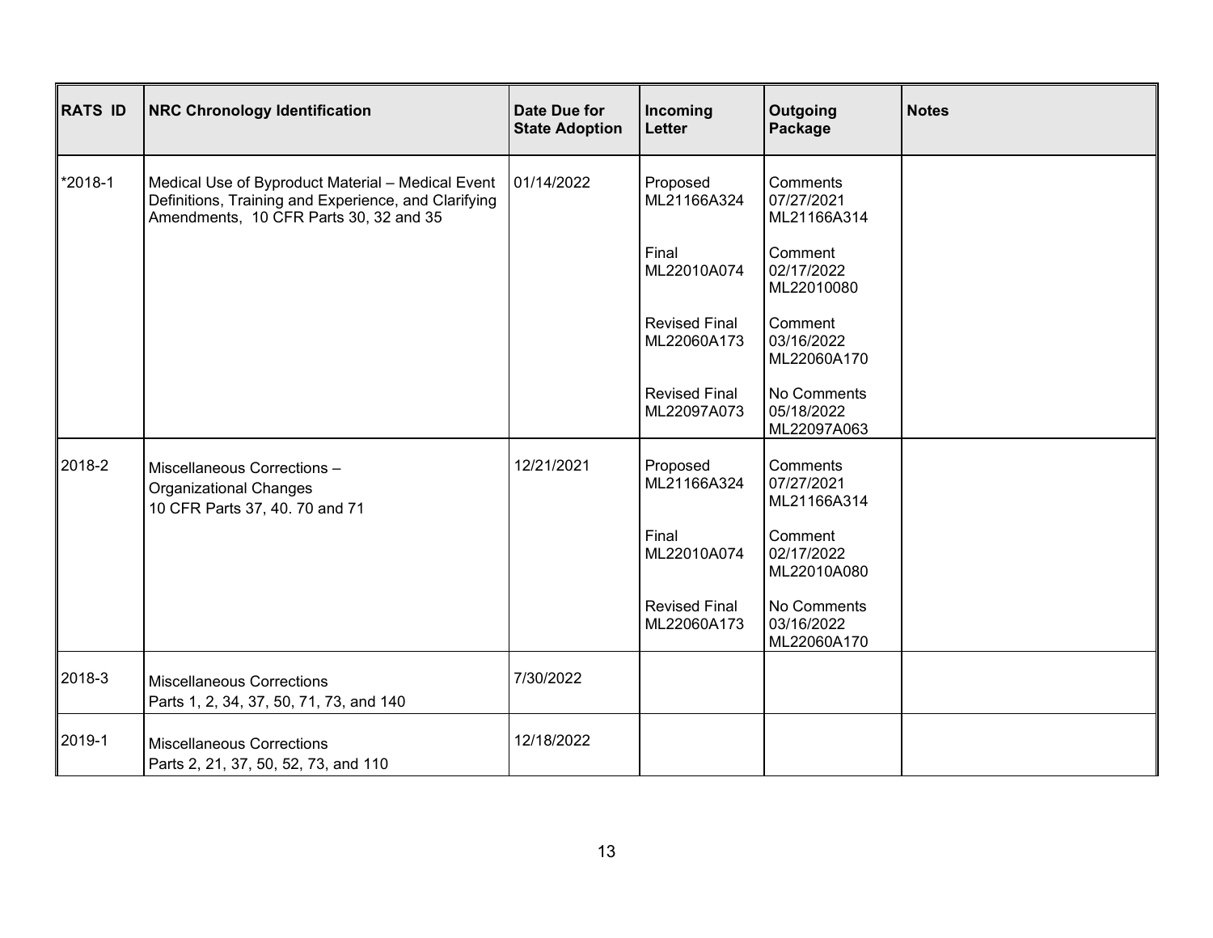| RATS ID | NRC Chronology Identification | Date Due for State Adoption | Incoming Letter | Outgoing Package | Notes |
|---|---|---|---|---|---|
| *2018-1 | Medical Use of Byproduct Material – Medical Event Definitions, Training and Experience, and Clarifying Amendments, 10 CFR Parts 30, 32 and 35 | 01/14/2022 | Proposed ML21166A324 | Comments 07/27/2021 ML21166A314 | |
| | | | Final ML22010A074 | Comment 02/17/2022 ML22010080 | |
| | | | Revised Final ML22060A173 | Comment 03/16/2022 ML22060A170 | |
| | | | Revised Final ML22097A073 | No Comments 05/18/2022 ML22097A063 | |
| 2018-2 | Miscellaneous Corrections – Organizational Changes 10 CFR Parts 37, 40. 70 and 71 | 12/21/2021 | Proposed ML21166A324 | Comments 07/27/2021 ML21166A314 | |
| | | | Final ML22010A074 | Comment 02/17/2022 ML22010A080 | |
| | | | Revised Final ML22060A173 | No Comments 03/16/2022 ML22060A170 | |
| 2018-3 | Miscellaneous Corrections Parts 1, 2, 34, 37, 50, 71, 73, and 140 | 7/30/2022 | | | |
| 2019-1 | Miscellaneous Corrections Parts 2, 21, 37, 50, 52, 73, and 110 | 12/18/2022 | | | |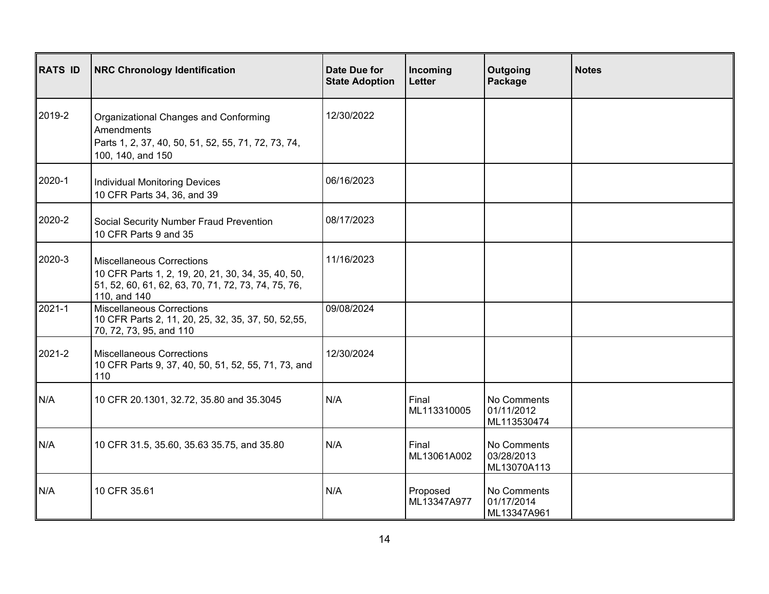| RATS ID | NRC Chronology Identification | Date Due for State Adoption | Incoming Letter | Outgoing Package | Notes |
|---|---|---|---|---|---|
| 2019-2 | Organizational Changes and Conforming Amendments<br>Parts 1, 2, 37, 40, 50, 51, 52, 55, 71, 72, 73, 74, 100, 140, and 150 | 12/30/2022 | | | |
| 2020-1 | Individual Monitoring Devices<br>10 CFR Parts 34, 36, and 39 | 06/16/2023 | | | |
| 2020-2 | Social Security Number Fraud Prevention<br>10 CFR Parts 9 and 35 | 08/17/2023 | | | |
| 2020-3 | Miscellaneous Corrections<br>10 CFR Parts 1, 2, 19, 20, 21, 30, 34, 35, 40, 50, 51, 52, 60, 61, 62, 63, 70, 71, 72, 73, 74, 75, 76, 110, and 140 | 11/16/2023 | | | |
| 2021-1 | Miscellaneous Corrections<br>10 CFR Parts 2, 11, 20, 25, 32, 35, 37, 50, 52,55, 70, 72, 73, 95, and 110 | 09/08/2024 | | | |
| 2021-2 | Miscellaneous Corrections<br>10 CFR Parts 9, 37, 40, 50, 51, 52, 55, 71, 73, and 110 | 12/30/2024 | | | |
| N/A | 10 CFR 20.1301, 32.72, 35.80 and 35.3045 | N/A | Final<br>ML113310005 | No Comments<br>01/11/2012<br>ML113530474 | |
| N/A | 10 CFR 31.5, 35.60, 35.63 35.75, and 35.80 | N/A | Final<br>ML13061A002 | No Comments<br>03/28/2013<br>ML13070A113 | |
| N/A | 10 CFR 35.61 | N/A | Proposed<br>ML13347A977 | No Comments<br>01/17/2014<br>ML13347A961 | |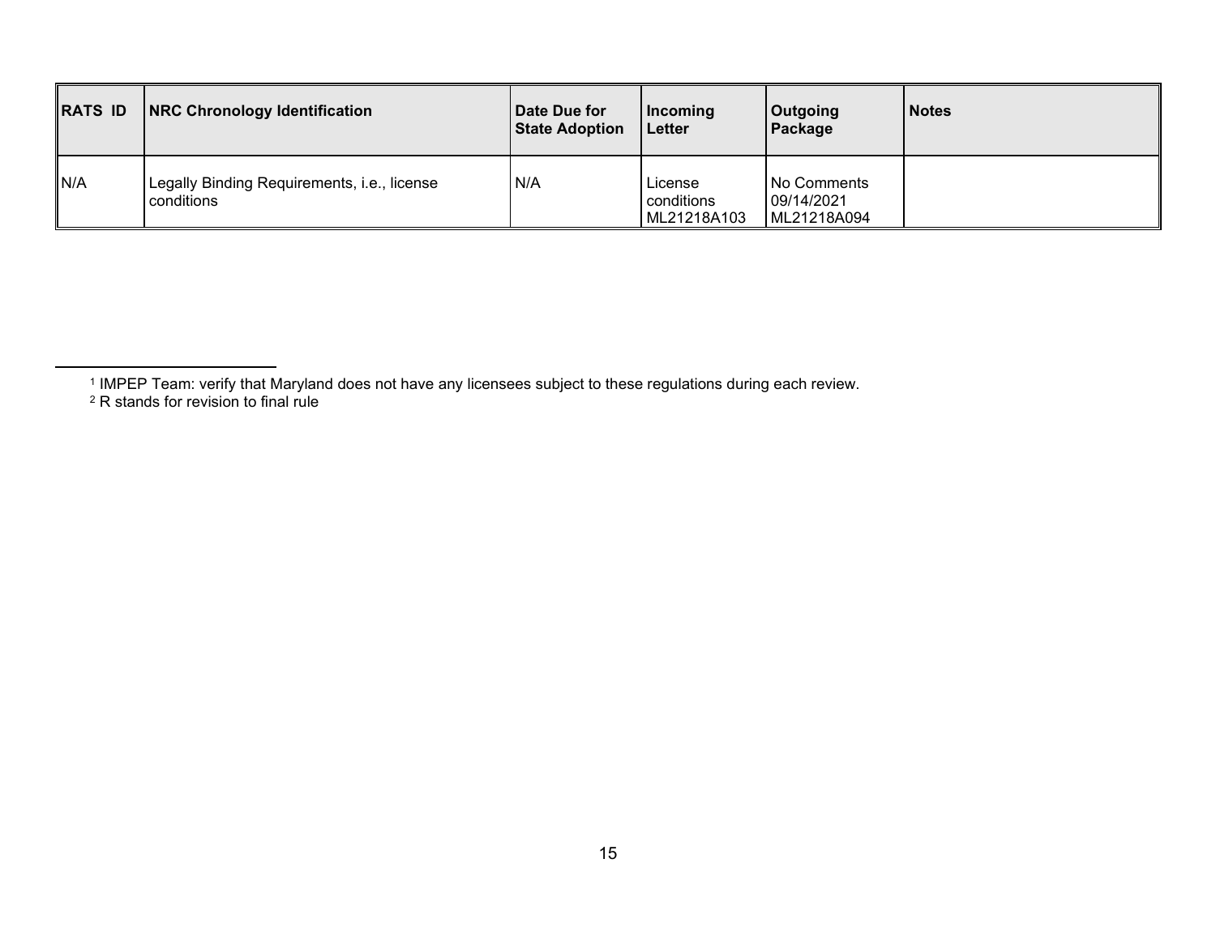| RATS ID | NRC Chronology Identification | Date Due for State Adoption | Incoming Letter | Outgoing Package | Notes |
|---|---|---|---|---|---|
| N/A | Legally Binding Requirements, i.e., license conditions | N/A | License conditions ML21218A103 | No Comments 09/14/2021 ML21218A094 | |

[1] IMPEP Team: verify that Maryland does not have any licensees subject to these regulations during each review.

[2] R stands for revision to final rule